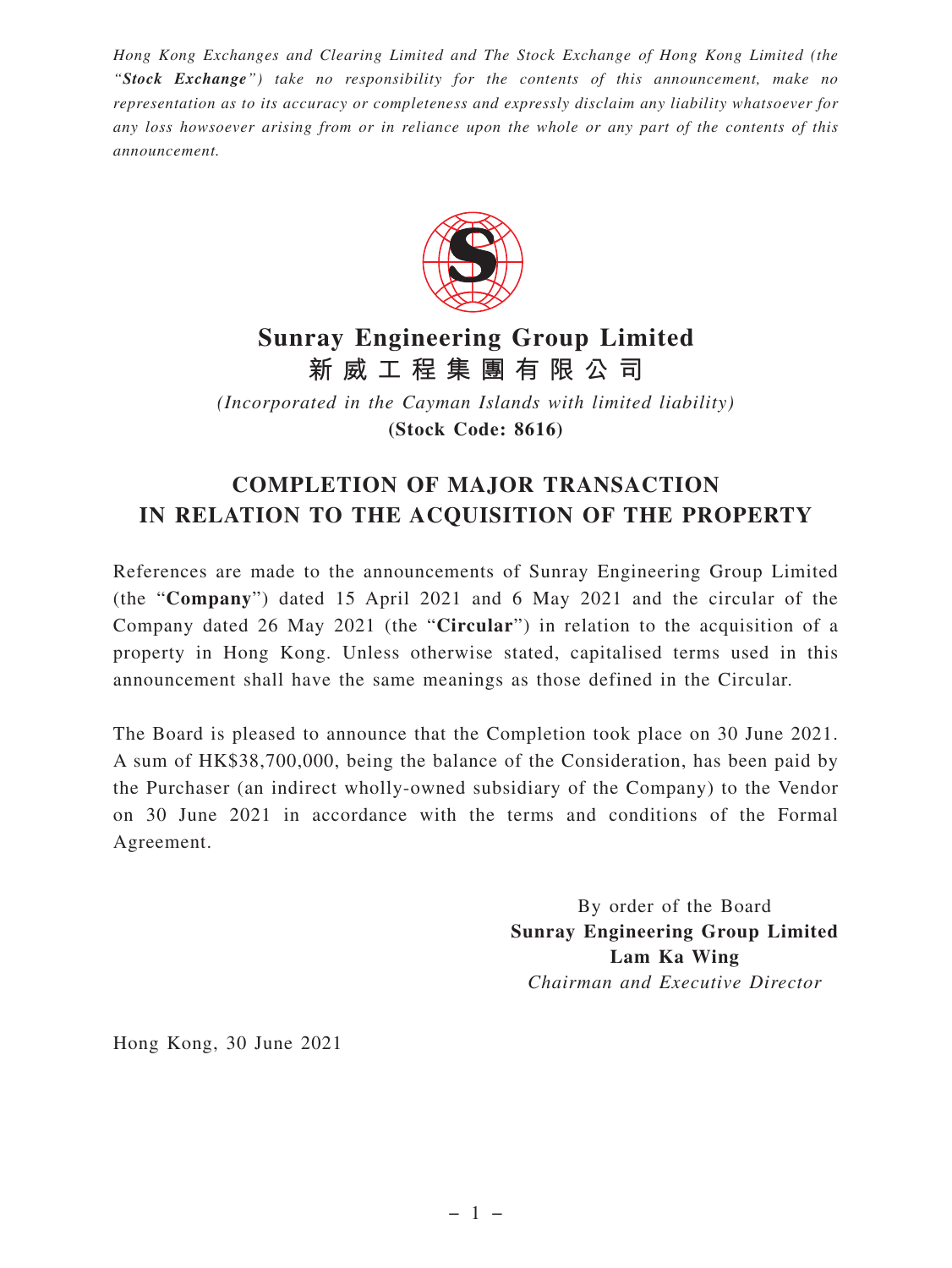*Hong Kong Exchanges and Clearing Limited and The Stock Exchange of Hong Kong Limited (the "**Stock Exchange**") take no responsibility for the contents of this announcement, make no representation as to its accuracy or completeness and expressly disclaim any liability whatsoever for any loss howsoever arising from or in reliance upon the whole or any part of the contents of this announcement.*

# Sunray Engineering Group Limited
# 新威工程集團有限公司

*(Incorporated in the Cayman Islands with limited liability)*
**(Stock Code: 8616)**

## COMPLETION OF MAJOR TRANSACTION IN RELATION TO THE ACQUISITION OF THE PROPERTY

References are made to the announcements of Sunray Engineering Group Limited (the "**Company**") dated 15 April 2021 and 6 May 2021 and the circular of the Company dated 26 May 2021 (the "**Circular**") in relation to the acquisition of a property in Hong Kong. Unless otherwise stated, capitalised terms used in this announcement shall have the same meanings as those defined in the Circular.

The Board is pleased to announce that the Completion took place on 30 June 2021. A sum of HK$38,700,000, being the balance of the Consideration, has been paid by the Purchaser (an indirect wholly-owned subsidiary of the Company) to the Vendor on 30 June 2021 in accordance with the terms and conditions of the Formal Agreement.

By order of the Board
**Sunray Engineering Group Limited**
**Lam Ka Wing**
*Chairman and Executive Director*

Hong Kong, 30 June 2021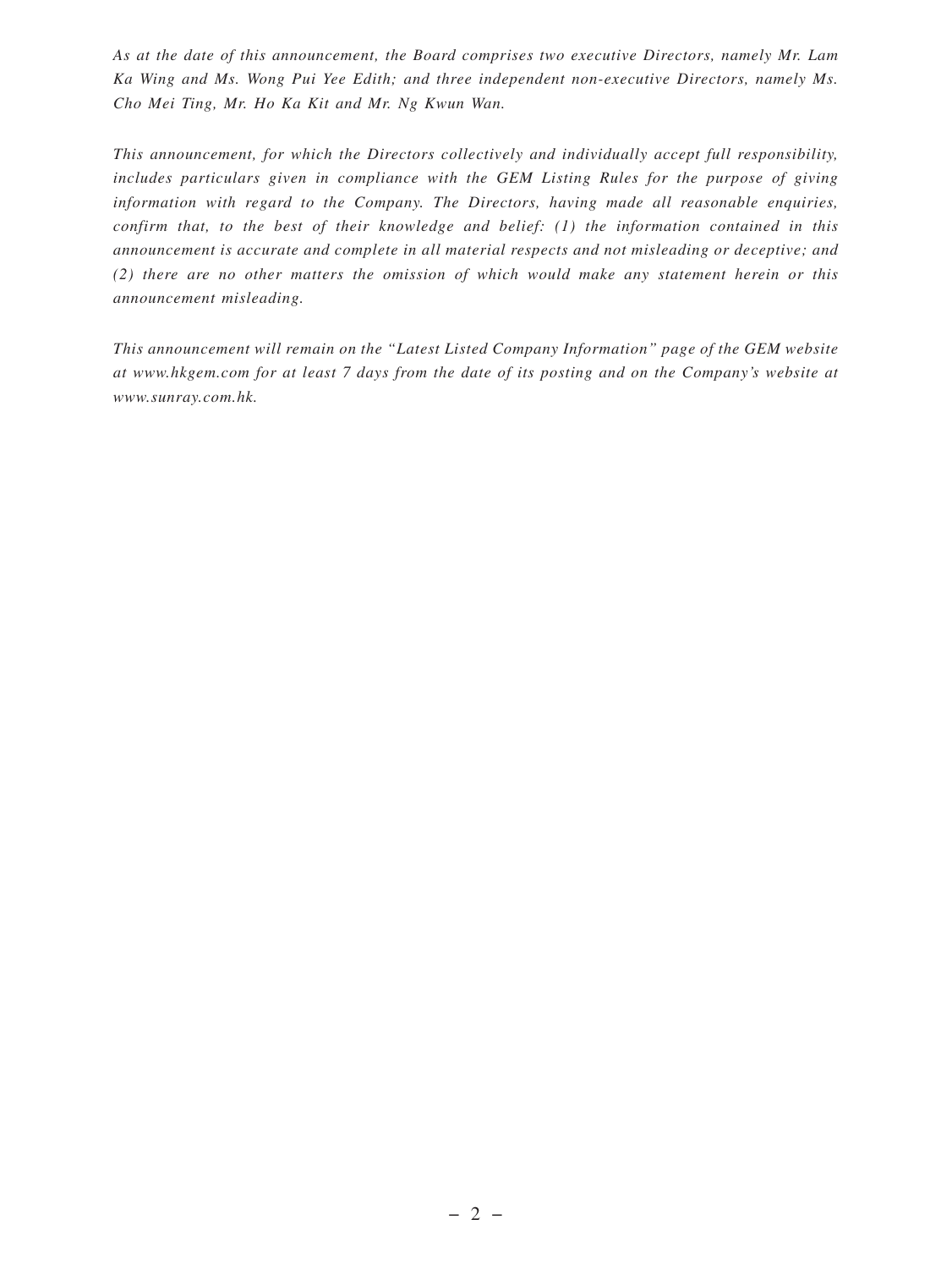*As at the date of this announcement, the Board comprises two executive Directors, namely Mr. Lam Ka Wing and Ms. Wong Pui Yee Edith; and three independent non-executive Directors, namely Ms. Cho Mei Ting, Mr. Ho Ka Kit and Mr. Ng Kwun Wan.*

*This announcement, for which the Directors collectively and individually accept full responsibility, includes particulars given in compliance with the GEM Listing Rules for the purpose of giving information with regard to the Company. The Directors, having made all reasonable enquiries, confirm that, to the best of their knowledge and belief: (1) the information contained in this announcement is accurate and complete in all material respects and not misleading or deceptive; and (2) there are no other matters the omission of which would make any statement herein or this announcement misleading.*

*This announcement will remain on the "Latest Listed Company Information" page of the GEM website at www.hkgem.com for at least 7 days from the date of its posting and on the Company's website at www.sunray.com.hk.*